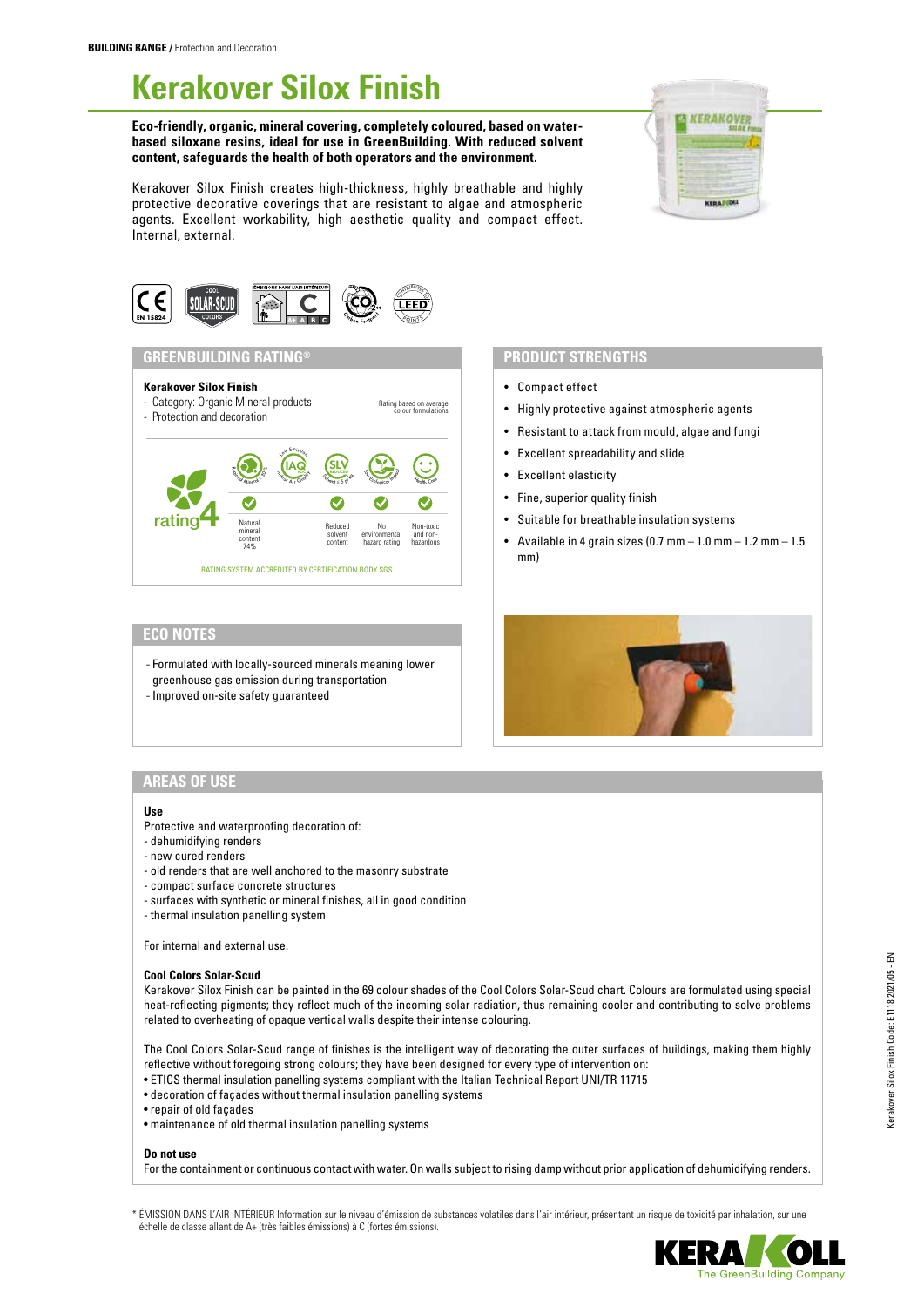**BUILDING RANGE** / Protection and Decoration

# Kerakover Silox Finish

**Eco-friendly, organic, mineral covering, completely coloured, based on water-based siloxane resins, ideal for use in GreenBuilding. With reduced solvent content, safeguards the health of both operators and the environment.**

Kerakover Silox Finish creates high-thickness, highly breathable and highly protective decorative coverings that are resistant to algae and atmospheric agents. Excellent workability, high aesthetic quality and compact effect. Internal, external.

## GREENBUILDING RATING®

**Kerakover Silox Finish**

- Category: Organic Mineral products
- Protection and decoration

Rating based on average colour formulations

rating 4

- Natural mineral content 74%
- Reduced solvent content
- No environmental hazard rating
- Non-toxic and non-hazardous

RATING SYSTEM ACCREDITED BY CERTIFICATION BODY SGS

## PRODUCT STRENGTHS

- Compact effect
- Highly protective against atmospheric agents
- Resistant to attack from mould, algae and fungi
- Excellent spreadability and slide
- Excellent elasticity
- Fine, superior quality finish
- Suitable for breathable insulation systems
- Available in 4 grain sizes (0.7 mm – 1.0 mm – 1.2 mm – 1.5 mm)

## ECO NOTES

- Formulated with locally-sourced minerals meaning lower greenhouse gas emission during transportation
- Improved on-site safety guaranteed

## AREAS OF USE

**Use**

Protective and waterproofing decoration of:
- dehumidifying renders
- new cured renders
- old renders that are well anchored to the masonry substrate
- compact surface concrete structures
- surfaces with synthetic or mineral finishes, all in good condition
- thermal insulation panelling system

For internal and external use.

**Cool Colors Solar-Scud**

Kerakover Silox Finish can be painted in the 69 colour shades of the Cool Colors Solar-Scud chart. Colours are formulated using special heat-reflecting pigments; they reflect much of the incoming solar radiation, thus remaining cooler and contributing to solve problems related to overheating of opaque vertical walls despite their intense colouring.

The Cool Colors Solar-Scud range of finishes is the intelligent way of decorating the outer surfaces of buildings, making them highly reflective without foregoing strong colours; they have been designed for every type of intervention on:
- ETICS thermal insulation panelling systems compliant with the Italian Technical Report UNI/TR 11715
- decoration of façades without thermal insulation panelling systems
- repair of old façades
- maintenance of old thermal insulation panelling systems

**Do not use**

For the containment or continuous contact with water. On walls subject to rising damp without prior application of dehumidifying renders.

\* ÉMISSION DANS L'AIR INTÉRIEUR Information sur le niveau d'émission de substances volatiles dans l'air intérieur, présentant un risque de toxicité par inhalation, sur une échelle de classe allant de A+ (très faibles émissions) à C (fortes émissions).

Kerakover Silox Finish Code: E1118 2021/05 - EN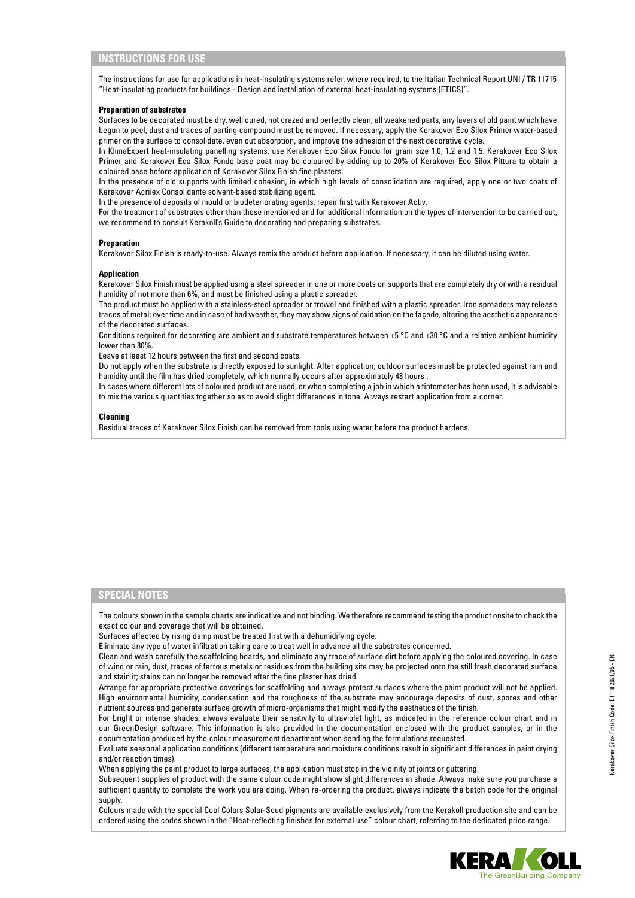## INSTRUCTIONS FOR USE

The instructions for use for applications in heat-insulating systems refer, where required, to the Italian Technical Report UNI / TR 11715 "Heat-insulating products for buildings - Design and installation of external heat-insulating systems (ETICS)".

**Preparation of substrates**

Surfaces to be decorated must be dry, well cured, not crazed and perfectly clean; all weakened parts, any layers of old paint which have begun to peel, dust and traces of parting compound must be removed. If necessary, apply the Kerakover Eco Silox Primer water-based primer on the surface to consolidate, even out absorption, and improve the adhesion of the next decorative cycle.
In KlimaExpert heat-insulating panelling systems, use Kerakover Eco Silox Fondo for grain size 1.0, 1.2 and 1.5. Kerakover Eco Silox Primer and Kerakover Eco Silox Fondo base coat may be coloured by adding up to 20% of Kerakover Eco Silox Pittura to obtain a coloured base before application of Kerakover Silox Finish fine plasters.
In the presence of old supports with limited cohesion, in which high levels of consolidation are required, apply one or two coats of Kerakover Acrilex Consolidante solvent-based stabilizing agent.
In the presence of deposits of mould or biodeteriorating agents, repair first with Kerakover Activ.
For the treatment of substrates other than those mentioned and for additional information on the types of intervention to be carried out, we recommend to consult Kerakoll's Guide to decorating and preparing substrates.

**Preparation**

Kerakover Silox Finish is ready-to-use. Always remix the product before application. If necessary, it can be diluted using water.

**Application**

Kerakover Silox Finish must be applied using a steel spreader in one or more coats on supports that are completely dry or with a residual humidity of not more than 6%, and must be finished using a plastic spreader.
The product must be applied with a stainless-steel spreader or trowel and finished with a plastic spreader. Iron spreaders may release traces of metal; over time and in case of bad weather, they may show signs of oxidation on the façade, altering the aesthetic appearance of the decorated surfaces.
Conditions required for decorating are ambient and substrate temperatures between +5 °C and +30 °C and a relative ambient humidity lower than 80%.
Leave at least 12 hours between the first and second coats.
Do not apply when the substrate is directly exposed to sunlight. After application, outdoor surfaces must be protected against rain and humidity until the film has dried completely, which normally occurs after approximately 48 hours .
In cases where different lots of coloured product are used, or when completing a job in which a tintometer has been used, it is advisable to mix the various quantities together so as to avoid slight differences in tone. Always restart application from a corner.

**Cleaning**

Residual traces of Kerakover Silox Finish can be removed from tools using water before the product hardens.

## SPECIAL NOTES

The colours shown in the sample charts are indicative and not binding. We therefore recommend testing the product onsite to check the exact colour and coverage that will be obtained.
Surfaces affected by rising damp must be treated first with a dehumidifying cycle.
Eliminate any type of water infiltration taking care to treat well in advance all the substrates concerned.
Clean and wash carefully the scaffolding boards, and eliminate any trace of surface dirt before applying the coloured covering. In case of wind or rain, dust, traces of ferrous metals or residues from the building site may be projected onto the still fresh decorated surface and stain it; stains can no longer be removed after the fine plaster has dried.
Arrange for appropriate protective coverings for scaffolding and always protect surfaces where the paint product will not be applied. High environmental humidity, condensation and the roughness of the substrate may encourage deposits of dust, spores and other nutrient sources and generate surface growth of micro-organisms that might modify the aesthetics of the finish.
For bright or intense shades, always evaluate their sensitivity to ultraviolet light, as indicated in the reference colour chart and in our GreenDesign software. This information is also provided in the documentation enclosed with the product samples, or in the documentation produced by the colour measurement department when sending the formulations requested.
Evaluate seasonal application conditions (different temperature and moisture conditions result in significant differences in paint drying and/or reaction times).
When applying the paint product to large surfaces, the application must stop in the vicinity of joints or guttering.
Subsequent supplies of product with the same colour code might show slight differences in shade. Always make sure you purchase a sufficient quantity to complete the work you are doing. When re-ordering the product, always indicate the batch code for the original supply.
Colours made with the special Cool Colors Solar-Scud pigments are available exclusively from the Kerakoll production site and can be ordered using the codes shown in the "Heat-reflecting finishes for external use" colour chart, referring to the dedicated price range.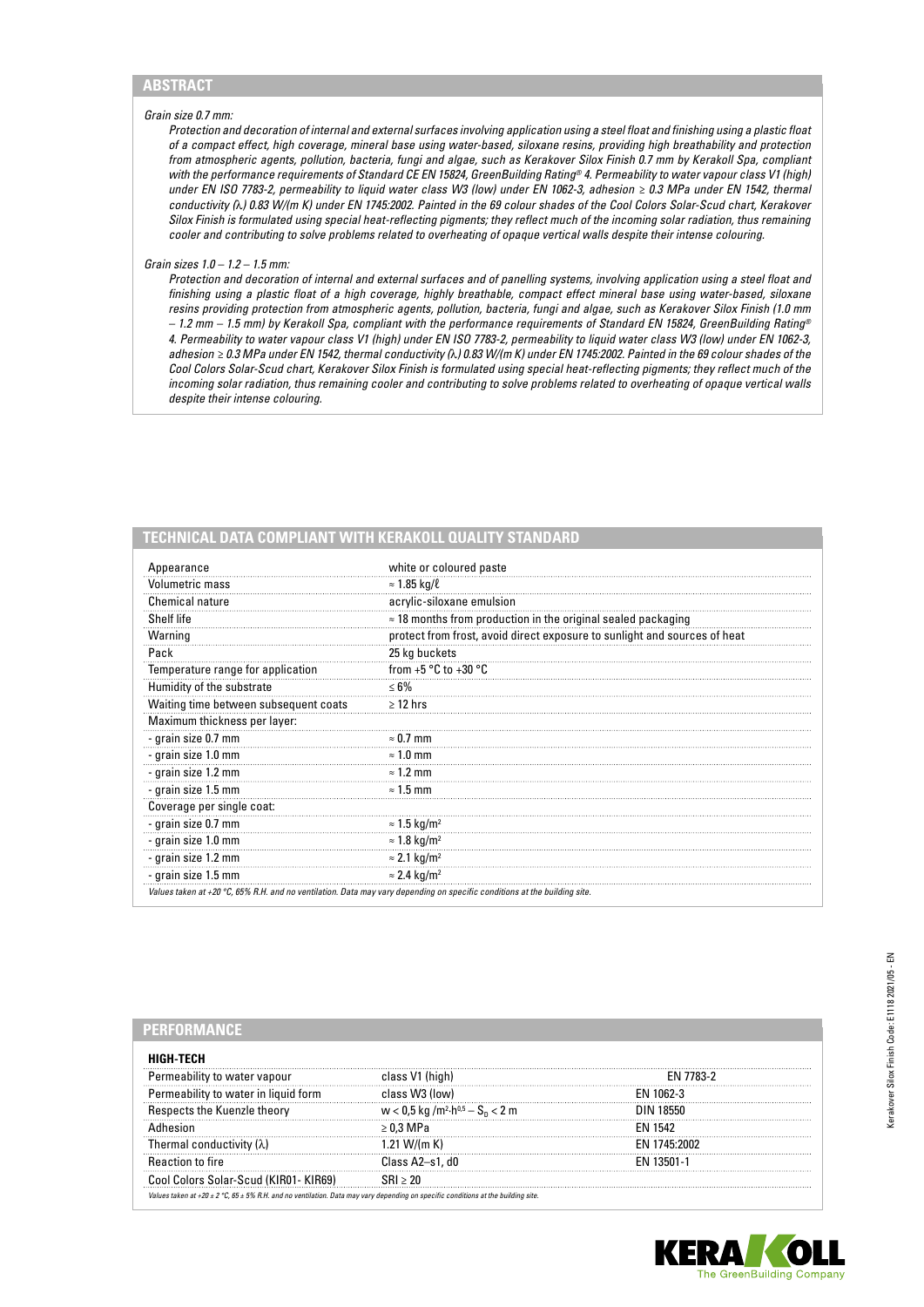## ABSTRACT

*Grain size 0.7 mm:*

*Protection and decoration of internal and external surfaces involving application using a steel float and finishing using a plastic float of a compact effect, high coverage, mineral base using water-based, siloxane resins, providing high breathability and protection from atmospheric agents, pollution, bacteria, fungi and algae, such as Kerakover Silox Finish 0.7 mm by Kerakoll Spa, compliant with the performance requirements of Standard CE EN 15824, GreenBuilding Rating® 4. Permeability to water vapour class V1 (high) under EN ISO 7783-2, permeability to liquid water class W3 (low) under EN 1062-3, adhesion ≥ 0.3 MPa under EN 1542, thermal conductivity (λ) 0.83 W/(m K) under EN 1745:2002. Painted in the 69 colour shades of the Cool Colors Solar-Scud chart, Kerakover Silox Finish is formulated using special heat-reflecting pigments; they reflect much of the incoming solar radiation, thus remaining cooler and contributing to solve problems related to overheating of opaque vertical walls despite their intense colouring.*

*Grain sizes 1.0 – 1.2 – 1.5 mm:*

*Protection and decoration of internal and external surfaces and of panelling systems, involving application using a steel float and finishing using a plastic float of a high coverage, highly breathable, compact effect mineral base using water-based, siloxane resins providing protection from atmospheric agents, pollution, bacteria, fungi and algae, such as Kerakover Silox Finish (1.0 mm – 1.2 mm – 1.5 mm) by Kerakoll Spa, compliant with the performance requirements of Standard EN 15824, GreenBuilding Rating® 4. Permeability to water vapour class V1 (high) under EN ISO 7783-2, permeability to liquid water class W3 (low) under EN 1062-3, adhesion ≥ 0.3 MPa under EN 1542, thermal conductivity (λ) 0.83 W/(m K) under EN 1745:2002. Painted in the 69 colour shades of the Cool Colors Solar-Scud chart, Kerakover Silox Finish is formulated using special heat-reflecting pigments; they reflect much of the incoming solar radiation, thus remaining cooler and contributing to solve problems related to overheating of opaque vertical walls despite their intense colouring.*

## TECHNICAL DATA COMPLIANT WITH KERAKOLL QUALITY STANDARD

| | |
|---|---|
| Appearance | white or coloured paste |
| Volumetric mass | ≈ 1.85 kg/ℓ |
| Chemical nature | acrylic-siloxane emulsion |
| Shelf life | ≈ 18 months from production in the original sealed packaging |
| Warning | protect from frost, avoid direct exposure to sunlight and sources of heat |
| Pack | 25 kg buckets |
| Temperature range for application | from +5 °C to +30 °C |
| Humidity of the substrate | ≤ 6% |
| Waiting time between subsequent coats | ≥ 12 hrs |
| Maximum thickness per layer: | |
| - grain size 0.7 mm | ≈ 0.7 mm |
| - grain size 1.0 mm | ≈ 1.0 mm |
| - grain size 1.2 mm | ≈ 1.2 mm |
| - grain size 1.5 mm | ≈ 1.5 mm |
| Coverage per single coat: | |
| - grain size 0.7 mm | ≈ 1.5 kg/m² |
| - grain size 1.0 mm | ≈ 1.8 kg/m² |
| - grain size 1.2 mm | ≈ 2.1 kg/m² |
| - grain size 1.5 mm | ≈ 2.4 kg/m² |

*Values taken at +20 °C, 65% R.H. and no ventilation. Data may vary depending on specific conditions at the building site.*

## PERFORMANCE

| HIGH-TECH | | |
|---|---|---|
| Permeability to water vapour | class V1 (high) | EN 7783-2 |
| Permeability to water in liquid form | class W3 (low) | EN 1062-3 |
| Respects the Kuenzle theory | $w < 0,5$ kg /m²·h$^{0,5}$ – $S_D < 2$ m | DIN 18550 |
| Adhesion | ≥ 0,3 MPa | EN 1542 |
| Thermal conductivity (λ) | 1.21 W/(m K) | EN 1745:2002 |
| Reaction to fire | Class A2–s1, d0 | EN 13501-1 |
| Cool Colors Solar-Scud (KIR01- KIR69) | SRI ≥ 20 | |

*Values taken at +20 ± 2 °C, 65 ± 5% R.H. and no ventilation. Data may vary depending on specific conditions at the building site.*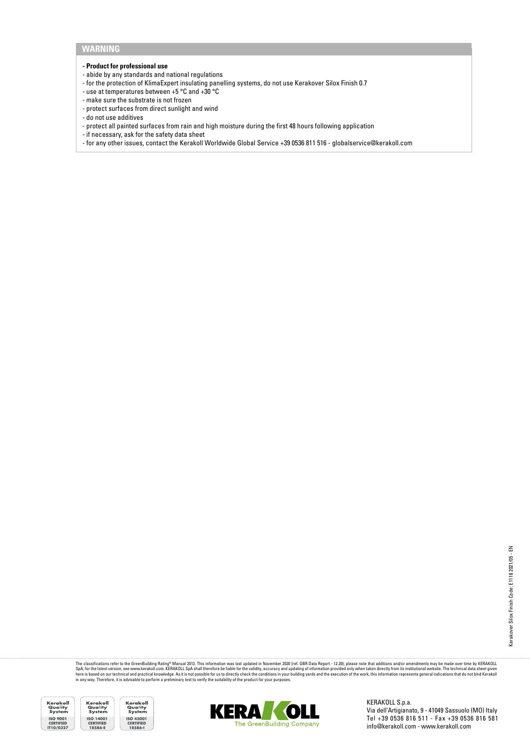## WARNING

- **Product for professional use**
- abide by any standards and national regulations
- for the protection of KlimaExpert insulating panelling systems, do not use Kerakover Silox Finish 0.7
- use at temperatures between +5 °C and +30 °C
- make sure the substrate is not frozen
- protect surfaces from direct sunlight and wind
- do not use additives
- protect all painted surfaces from rain and high moisture during the first 48 hours following application
- if necessary, ask for the safety data sheet
- for any other issues, contact the Kerakoll Worldwide Global Service +39 0536 811 516 - globalservice@kerakoll.com

Kerakover Silox Finish Code: E1118 2021/05 - EN

The classifications refer to the GreenBuilding Rating® Manual 2013. This information was last updated in November 2020 (ref. GBR Data Report - 12.20); please note that additions and/or amendments may be made over time by KERAKOLL SpA; for the latest version, see www.kerakoll.com. KERAKOLL SpA shall therefore be liable for the validity, accuracy and updating of information provided only when taken directly from its institutional website. The technical data sheet given here is based on our technical and practical knowledge. As it is not possible for us to directly check the conditions in your building yards and the execution of the work, this information represents general indications that do not bind Kerakoll in any way. Therefore, it is advisable to perform a preliminary test to verify the suitability of the product for your purposes.

Kerakoll Quality System ISO 9001 CERTIFIED IT10/0327

Kerakoll Quality System ISO 14001 CERTIFIED 18586-E

Kerakoll Quality System ISO 45001 CERTIFIED 18586-I

KERAKOLL The GreenBuilding Company

KERAKOLL S.p.a.
Via dell'Artigianato, 9 - 41049 Sassuolo (MO) Italy
Tel +39 0536 816 511 - Fax +39 0536 816 581
info@kerakoll.com - www.kerakoll.com